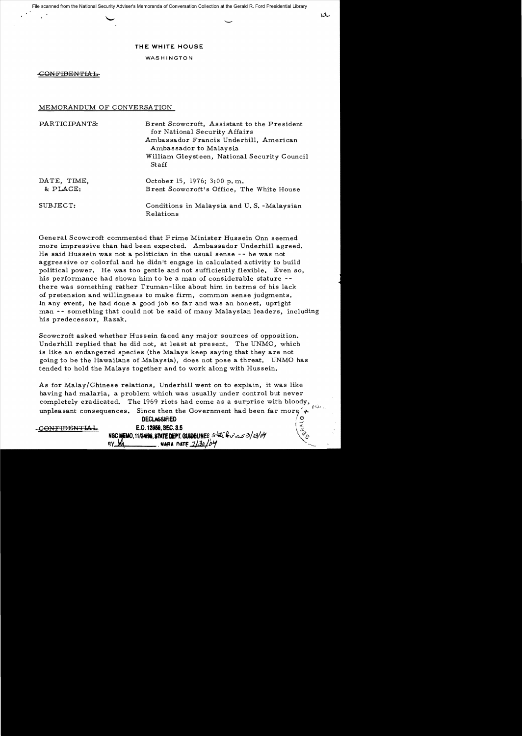THE WHITE HOUSE

WASHINGTON

~~CONFIDENTIAL~~

MEMORANDUM OF CONVERSATION

| | |
|---|---|
| PARTICIPANTS: | Brent Scowcroft, Assistant to the President for National Security Affairs<br>Ambassador Francis Underhill, American Ambassador to Malaysia<br>William Gleysteen, National Security Council Staff |
| DATE, TIME, & PLACE: | October 15, 1976; 3:00 p.m.<br>Brent Scowcroft's Office, The White House |
| SUBJECT: | Conditions in Malaysia and U.S.-Malaysian Relations |

General Scowcroft commented that Prime Minister Hussein Onn seemed more impressive than had been expected. Ambassador Underhill agreed. He said Hussein was not a politician in the usual sense -- he was not aggressive or colorful and he didn't engage in calculated activity to build political power. He was too gentle and not sufficiently flexible. Even so, his performance had shown him to be a man of considerable stature -- there was something rather Truman-like about him in terms of his lack of pretension and willingness to make firm, common sense judgments. In any event, he had done a good job so far and was an honest, upright man -- something that could not be said of many Malaysian leaders, including his predecessor, Razak.

Scowcroft asked whether Hussein faced any major sources of opposition. Underhill replied that he did not, at least at present. The UNMO, which is like an endangered species (the Malays keep saying that they are not going to be the Hawaiians of Malaysia), does not pose a threat. UNMO has tended to hold the Malays together and to work along with Hussein.

As for Malay/Chinese relations, Underhill went on to explain, it was like having had malaria, a problem which was usually under control but never completely eradicated. The 1969 riots had come as a surprise with bloody, unpleasant consequences. Since then the Government had been far more

~~CONFIDENTIAL~~

DECLASSIFIED
E.O. 12958, SEC. 3.5
NSC MEMO, 11/24/98, STATE DEPT. GUIDELINES State Review 3/13/04
BY lah NARA DATE 7/30/04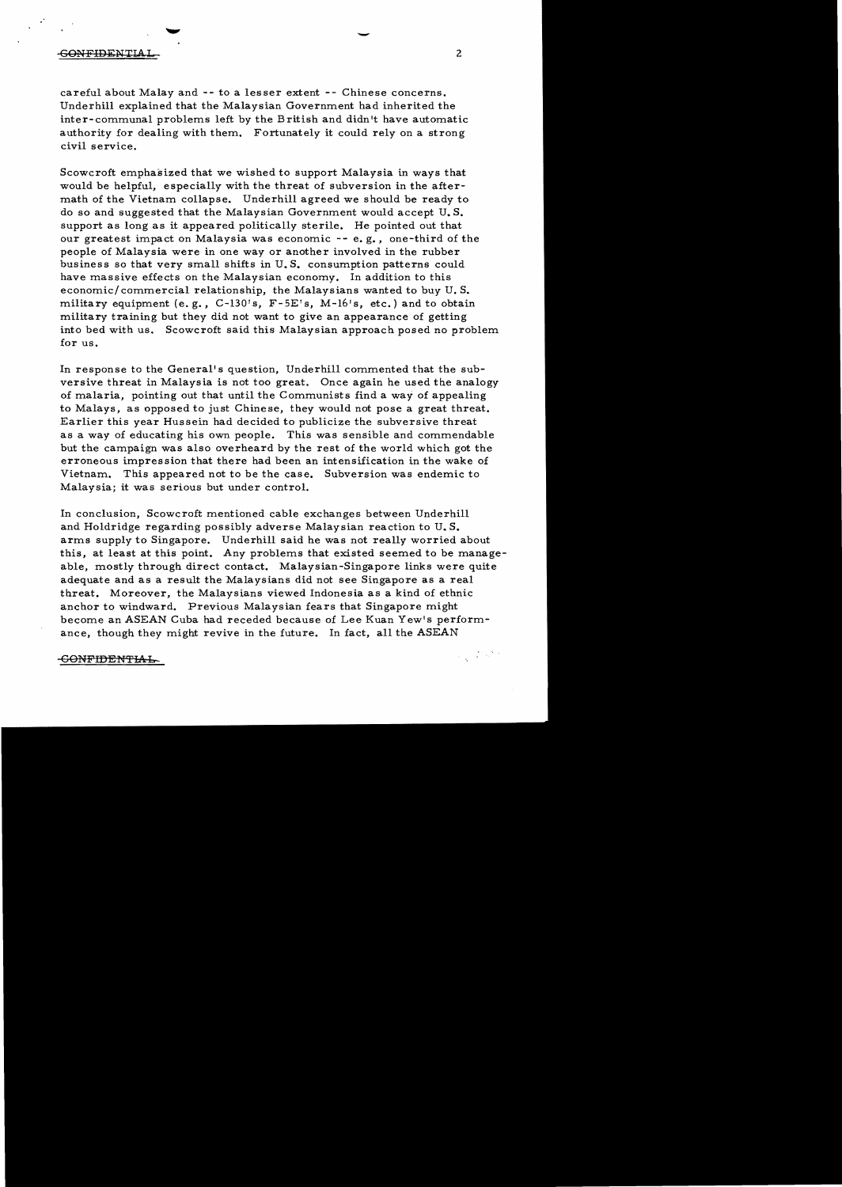careful about Malay and -- to a lesser extent -- Chinese concerns. Underhill explained that the Malaysian Government had inherited the inter-communal problems left by the British and didn't have automatic authority for dealing with them. Fortunately it could rely on a strong civil service.

Scowcroft emphasized that we wished to support Malaysia in ways that would be helpful, especially with the threat of subversion in the aftermath of the Vietnam collapse. Underhill agreed we should be ready to do so and suggested that the Malaysian Government would accept U.S. support as long as it appeared politically sterile. He pointed out that our greatest impact on Malaysia was economic -- e.g., one-third of the people of Malaysia were in one way or another involved in the rubber business so that very small shifts in U.S. consumption patterns could have massive effects on the Malaysian economy. In addition to this economic/commercial relationship, the Malaysians wanted to buy U.S. military equipment (e.g., C-130's, F-5E's, M-16's, etc.) and to obtain military training but they did not want to give an appearance of getting into bed with us. Scowcroft said this Malaysian approach posed no problem for us.

In response to the General's question, Underhill commented that the subversive threat in Malaysia is not too great. Once again he used the analogy of malaria, pointing out that until the Communists find a way of appealing to Malays, as opposed to just Chinese, they would not pose a great threat. Earlier this year Hussein had decided to publicize the subversive threat as a way of educating his own people. This was sensible and commendable but the campaign was also overheard by the rest of the world which got the erroneous impression that there had been an intensification in the wake of Vietnam. This appeared not to be the case. Subversion was endemic to Malaysia; it was serious but under control.

In conclusion, Scowcroft mentioned cable exchanges between Underhill and Holdridge regarding possibly adverse Malaysian reaction to U.S. arms supply to Singapore. Underhill said he was not really worried about this, at least at this point. Any problems that existed seemed to be manageable, mostly through direct contact. Malaysian-Singapore links were quite adequate and as a result the Malaysians did not see Singapore as a real threat. Moreover, the Malaysians viewed Indonesia as a kind of ethnic anchor to windward. Previous Malaysian fears that Singapore might become an ASEAN Cuba had receded because of Lee Kuan Yew's performance, though they might revive in the future. In fact, all the ASEAN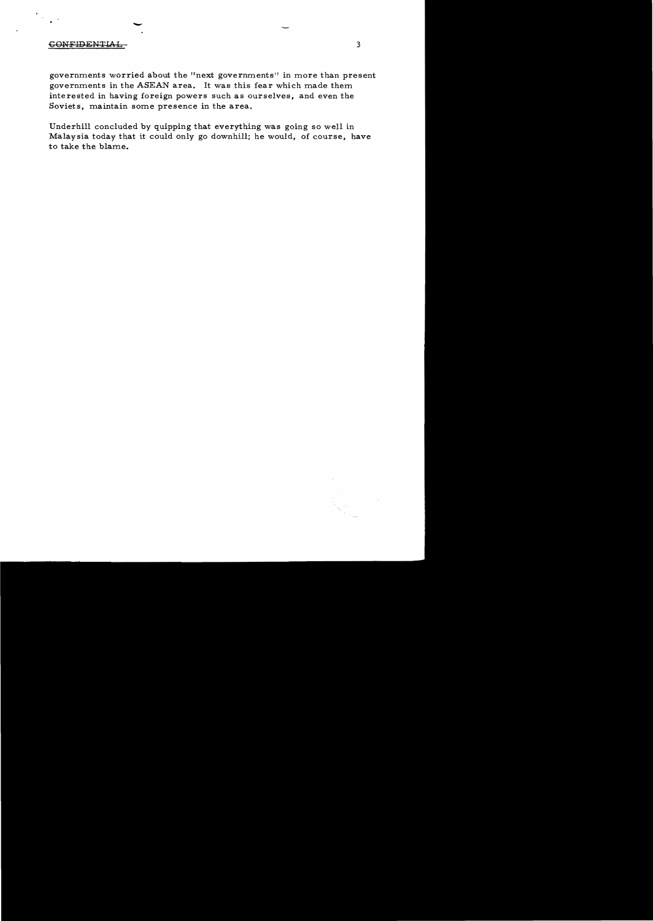~~CONFIDENTIAL~~

governments worried about the "next governments" in more than present governments in the ASEAN area. It was this fear which made them interested in having foreign powers such as ourselves, and even the Soviets, maintain some presence in the area.

Underhill concluded by quipping that everything was going so well in Malaysia today that it could only go downhill; he would, of course, have to take the blame.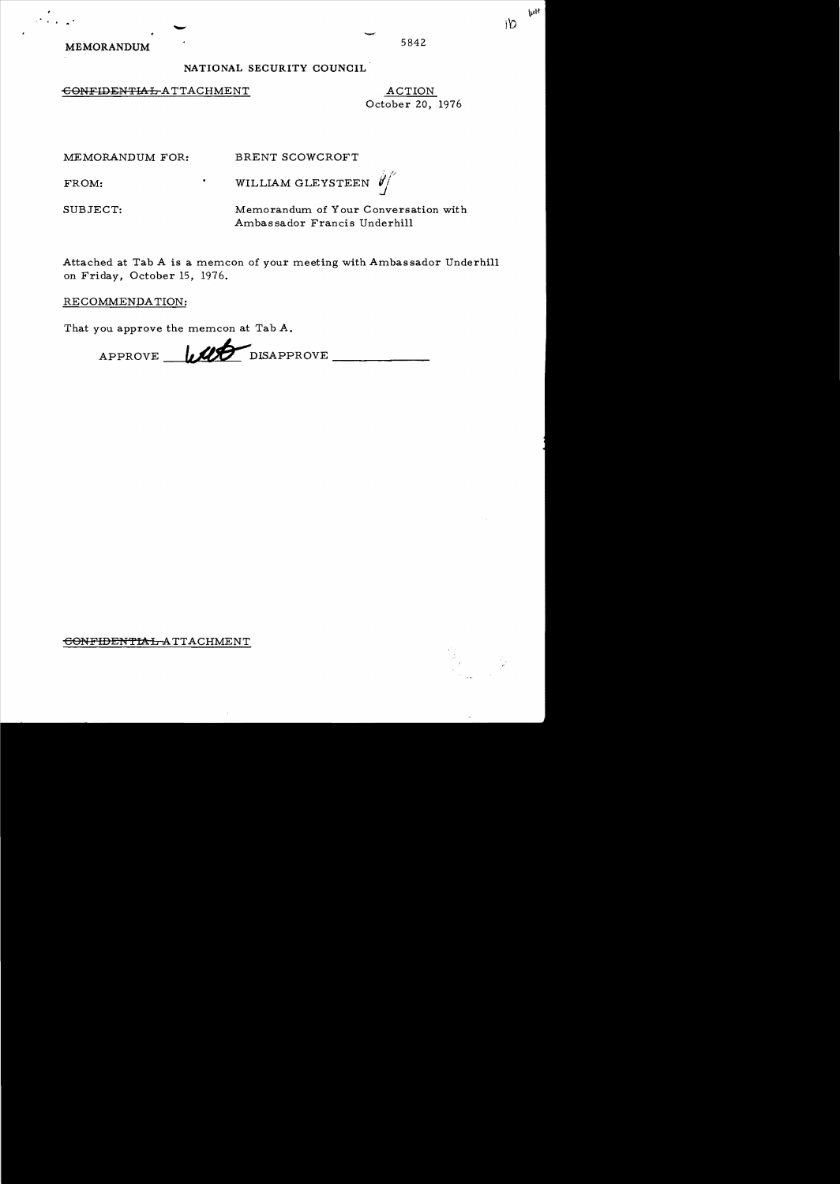MEMORANDUM

5842

NATIONAL SECURITY COUNCIL

~~CONFIDENTIAL~~ ATTACHMENT

ACTION
October 20, 1976

MEMORANDUM FOR: BRENT SCOWCROFT

FROM: WILLIAM GLEYSTEEN

SUBJECT: Memorandum of Your Conversation with Ambassador Francis Underhill

Attached at Tab A is a memcon of your meeting with Ambassador Underhill on Friday, October 15, 1976.

RECOMMENDATION:

That you approve the memcon at Tab A.

APPROVE ___ DISAPPROVE ___

~~CONFIDENTIAL~~ ATTACHMENT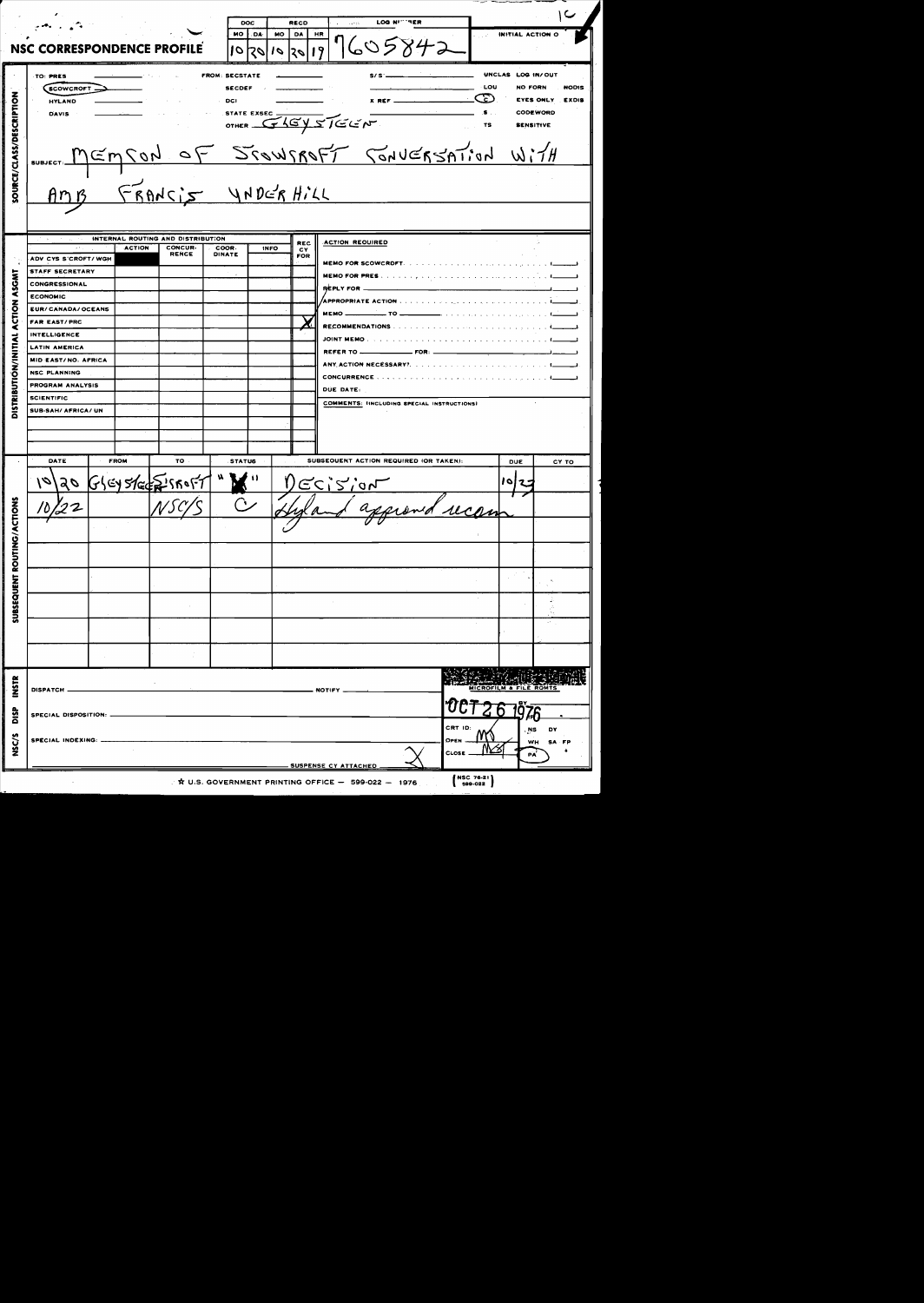# NSC CORRESPONDENCE PROFILE

| DOC MO | DOC DA | RECD MO | RECD DA | RECD HR | LOG NUMBER |
|---|---|---|---|---|---|
| 10 | 20 | 10 | 20 | 19 | 7605842 |

INITIAL ACTION O

**SOURCE/CLASS/DESCRIPTION**

TO: PRES
SCOWCROFT (circled)
HYLAND
DAVIS

FROM: SECSTATE
SECDEF
DCI
STATE EXSEC
OTHER GLEYSTEEN

S/S
X REF

UNCLAS LOG IN/OUT
LOU
C (circled)
S
TS

NO FORN
NODIS
EYES ONLY
EXDIS
CODEWORD
SENSITIVE

SUBJECT: MEMCON OF SCOWCROFT CONVERSATION WITH AMB FRANCIS UNDERHILL

**DISTRIBUTION/INITIAL ACTION ASGMT**

INTERNAL ROUTING AND DISTRIBUTION

| | ACTION | CONCURRENCE | COORDINATE | INFO | REC CY FOR |
|---|---|---|---|---|---|
| ADV CYS S'CROFT/WGH | | | | | |
| STAFF SECRETARY | | | | | |
| CONGRESSIONAL | | | | | |
| ECONOMIC | | | | | |
| EUR/CANADA/OCEANS | | | | | |
| FAR EAST/PRC | | | | | X |
| INTELLIGENCE | | | | | |
| LATIN AMERICA | | | | | |
| MID EAST/NO. AFRICA | | | | | |
| NSC PLANNING | | | | | |
| PROGRAM ANALYSIS | | | | | |
| SCIENTIFIC | | | | | |
| SUB-SAH/AFRICA/UN | | | | | |

ACTION REQUIRED
MEMO FOR SCOWCROFT
MEMO FOR PRES
REPLY FOR
APPROPRIATE ACTION
MEMO ___ TO ___
RECOMMENDATIONS
JOINT MEMO
REFER TO ___ FOR ___
ANY ACTION NECESSARY?
CONCURRENCE
DUE DATE:
COMMENTS: (INCLUDING SPECIAL INSTRUCTIONS)

**SUBSEQUENT ROUTING/ACTIONS**

| DATE | FROM | TO | STATUS | SUBSEQUENT ACTION REQUIRED (OR TAKEN): | DUE | CY TO |
|---|---|---|---|---|---|---|
| 10/20 | Gleysteen | Scowcroft | "X" | Decision | 10/23 | |
| 10/22 | | NSC/S | C | Hyland approved recom | | |

**NSC/S INSTR DISP**

DISPATCH ___ NOTIFY ___
SPECIAL DISPOSITION:
SPECIAL INDEXING:
SUSPENSE CY ATTACHED X

MICROFILM & FILE RQMTS.
OCT 26 1976
CRT ID:
OPEN MD
CLOSE MS
NS DY WH SA FP PA

★ U.S. GOVERNMENT PRINTING OFFICE — 599-022 — 1976
NSC 76-21 599-022